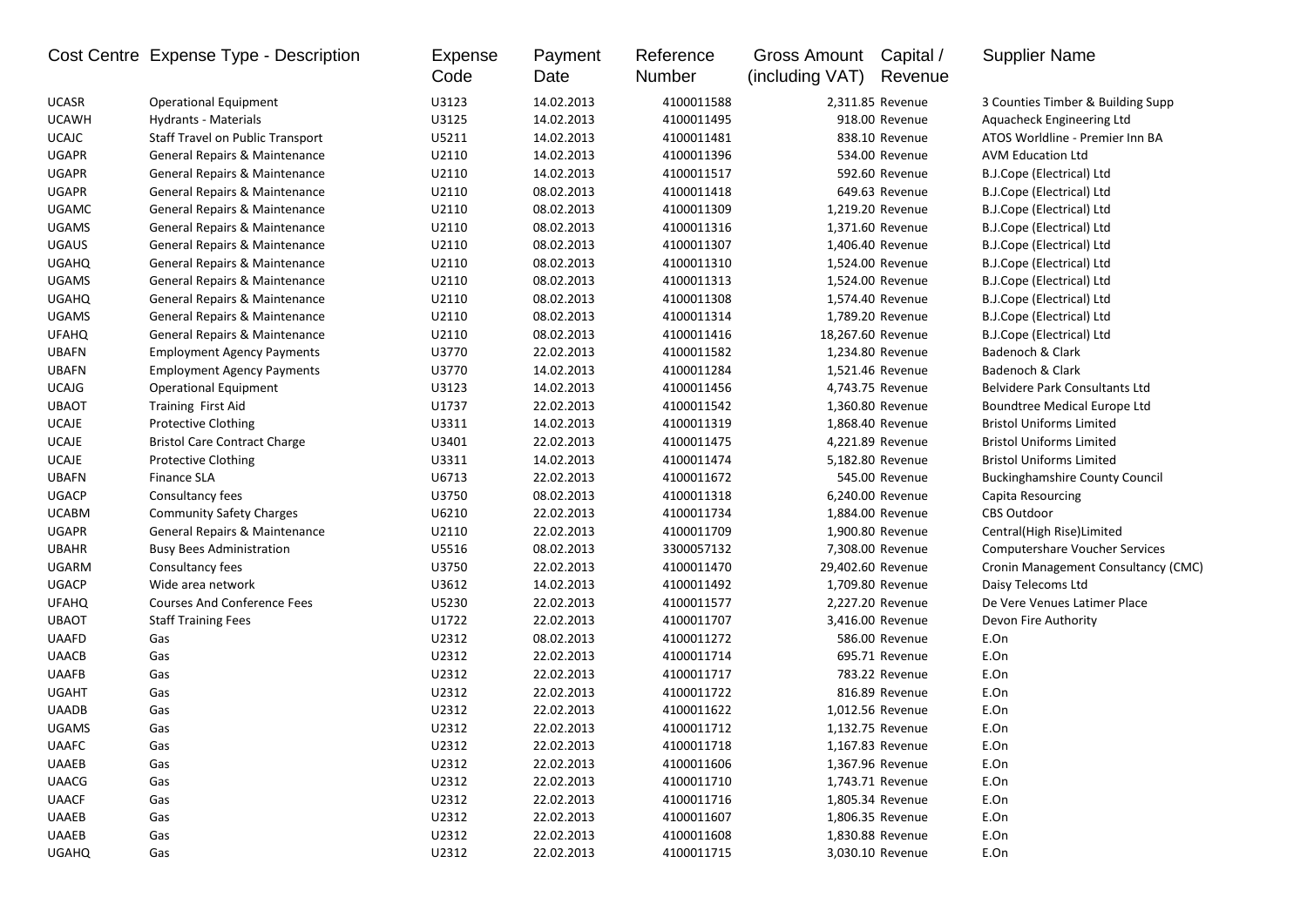| Cost Centre | Expense Type - Description | Expense Code | Payment Date | Reference Number | Gross Amount (including VAT) | Capital / Revenue | Supplier Name |
|---|---|---|---|---|---|---|---|
| UCASR | Operational Equipment | U3123 | 14.02.2013 | 4100011588 | 2,311.85 | Revenue | 3 Counties Timber & Building Supp |
| UCAWH | Hydrants - Materials | U3125 | 14.02.2013 | 4100011495 | 918.00 | Revenue | Aquacheck Engineering Ltd |
| UCAJC | Staff Travel on Public Transport | U5211 | 14.02.2013 | 4100011481 | 838.10 | Revenue | ATOS Worldline - Premier Inn BA |
| UGAPR | General Repairs & Maintenance | U2110 | 14.02.2013 | 4100011396 | 534.00 | Revenue | AVM Education Ltd |
| UGAPR | General Repairs & Maintenance | U2110 | 14.02.2013 | 4100011517 | 592.60 | Revenue | B.J.Cope (Electrical) Ltd |
| UGAPR | General Repairs & Maintenance | U2110 | 08.02.2013 | 4100011418 | 649.63 | Revenue | B.J.Cope (Electrical) Ltd |
| UGAMC | General Repairs & Maintenance | U2110 | 08.02.2013 | 4100011309 | 1,219.20 | Revenue | B.J.Cope (Electrical) Ltd |
| UGAMS | General Repairs & Maintenance | U2110 | 08.02.2013 | 4100011316 | 1,371.60 | Revenue | B.J.Cope (Electrical) Ltd |
| UGAUS | General Repairs & Maintenance | U2110 | 08.02.2013 | 4100011307 | 1,406.40 | Revenue | B.J.Cope (Electrical) Ltd |
| UGAHQ | General Repairs & Maintenance | U2110 | 08.02.2013 | 4100011310 | 1,524.00 | Revenue | B.J.Cope (Electrical) Ltd |
| UGAMS | General Repairs & Maintenance | U2110 | 08.02.2013 | 4100011313 | 1,524.00 | Revenue | B.J.Cope (Electrical) Ltd |
| UGAHQ | General Repairs & Maintenance | U2110 | 08.02.2013 | 4100011308 | 1,574.40 | Revenue | B.J.Cope (Electrical) Ltd |
| UGAMS | General Repairs & Maintenance | U2110 | 08.02.2013 | 4100011314 | 1,789.20 | Revenue | B.J.Cope (Electrical) Ltd |
| UFAHQ | General Repairs & Maintenance | U2110 | 08.02.2013 | 4100011416 | 18,267.60 | Revenue | B.J.Cope (Electrical) Ltd |
| UBAFN | Employment Agency Payments | U3770 | 22.02.2013 | 4100011582 | 1,234.80 | Revenue | Badenoch & Clark |
| UBAFN | Employment Agency Payments | U3770 | 14.02.2013 | 4100011284 | 1,521.46 | Revenue | Badenoch & Clark |
| UCAJG | Operational Equipment | U3123 | 14.02.2013 | 4100011456 | 4,743.75 | Revenue | Belvidere Park Consultants Ltd |
| UBAOT | Training First Aid | U1737 | 22.02.2013 | 4100011542 | 1,360.80 | Revenue | Boundtree Medical Europe Ltd |
| UCAJE | Protective Clothing | U3311 | 14.02.2013 | 4100011319 | 1,868.40 | Revenue | Bristol Uniforms Limited |
| UCAJE | Bristol Care Contract Charge | U3401 | 22.02.2013 | 4100011475 | 4,221.89 | Revenue | Bristol Uniforms Limited |
| UCAJE | Protective Clothing | U3311 | 14.02.2013 | 4100011474 | 5,182.80 | Revenue | Bristol Uniforms Limited |
| UBAFN | Finance SLA | U6713 | 22.02.2013 | 4100011672 | 545.00 | Revenue | Buckinghamshire County Council |
| UGACP | Consultancy fees | U3750 | 08.02.2013 | 4100011318 | 6,240.00 | Revenue | Capita Resourcing |
| UCABM | Community Safety Charges | U6210 | 22.02.2013 | 4100011734 | 1,884.00 | Revenue | CBS Outdoor |
| UGAPR | General Repairs & Maintenance | U2110 | 22.02.2013 | 4100011709 | 1,900.80 | Revenue | Central(High Rise)Limited |
| UBAHR | Busy Bees Administration | U5516 | 08.02.2013 | 3300057132 | 7,308.00 | Revenue | Computershare Voucher Services |
| UGARM | Consultancy fees | U3750 | 22.02.2013 | 4100011470 | 29,402.60 | Revenue | Cronin Management Consultancy (CMC) |
| UGACP | Wide area network | U3612 | 14.02.2013 | 4100011492 | 1,709.80 | Revenue | Daisy Telecoms Ltd |
| UFAHQ | Courses And Conference Fees | U5230 | 22.02.2013 | 4100011577 | 2,227.20 | Revenue | De Vere Venues Latimer Place |
| UBAOT | Staff Training Fees | U1722 | 22.02.2013 | 4100011707 | 3,416.00 | Revenue | Devon Fire Authority |
| UAAFD | Gas | U2312 | 08.02.2013 | 4100011272 | 586.00 | Revenue | E.On |
| UAACB | Gas | U2312 | 22.02.2013 | 4100011714 | 695.71 | Revenue | E.On |
| UAAFB | Gas | U2312 | 22.02.2013 | 4100011717 | 783.22 | Revenue | E.On |
| UGAHT | Gas | U2312 | 22.02.2013 | 4100011722 | 816.89 | Revenue | E.On |
| UAADB | Gas | U2312 | 22.02.2013 | 4100011622 | 1,012.56 | Revenue | E.On |
| UGAMS | Gas | U2312 | 22.02.2013 | 4100011712 | 1,132.75 | Revenue | E.On |
| UAAFC | Gas | U2312 | 22.02.2013 | 4100011718 | 1,167.83 | Revenue | E.On |
| UAAEB | Gas | U2312 | 22.02.2013 | 4100011606 | 1,367.96 | Revenue | E.On |
| UAACG | Gas | U2312 | 22.02.2013 | 4100011710 | 1,743.71 | Revenue | E.On |
| UAACF | Gas | U2312 | 22.02.2013 | 4100011716 | 1,805.34 | Revenue | E.On |
| UAAEB | Gas | U2312 | 22.02.2013 | 4100011607 | 1,806.35 | Revenue | E.On |
| UAAEB | Gas | U2312 | 22.02.2013 | 4100011608 | 1,830.88 | Revenue | E.On |
| UGAHQ | Gas | U2312 | 22.02.2013 | 4100011715 | 3,030.10 | Revenue | E.On |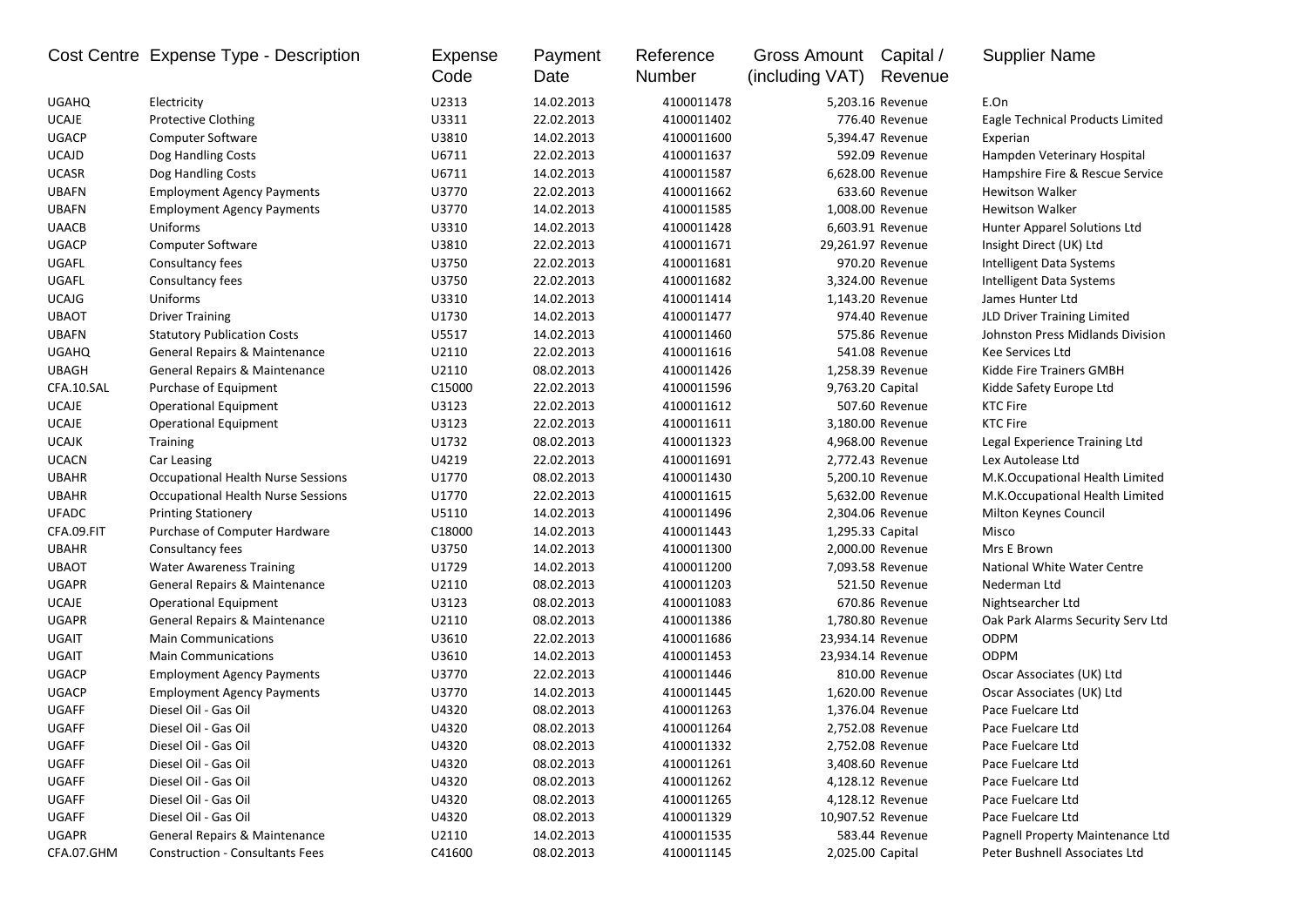| Cost Centre | Expense Type - Description | Expense Code | Payment Date | Reference Number | Gross Amount (including VAT) | Capital / Revenue | Supplier Name |
|---|---|---|---|---|---|---|---|
| UGAHQ | Electricity | U2313 | 14.02.2013 | 4100011478 | 5,203.16 | Revenue | E.On |
| UCAJE | Protective Clothing | U3311 | 22.02.2013 | 4100011402 | 776.40 | Revenue | Eagle Technical Products Limited |
| UGACP | Computer Software | U3810 | 14.02.2013 | 4100011600 | 5,394.47 | Revenue | Experian |
| UCAJD | Dog Handling Costs | U6711 | 22.02.2013 | 4100011637 | 592.09 | Revenue | Hampden Veterinary Hospital |
| UCASR | Dog Handling Costs | U6711 | 14.02.2013 | 4100011587 | 6,628.00 | Revenue | Hampshire Fire & Rescue Service |
| UBAFN | Employment Agency Payments | U3770 | 22.02.2013 | 4100011662 | 633.60 | Revenue | Hewitson Walker |
| UBAFN | Employment Agency Payments | U3770 | 14.02.2013 | 4100011585 | 1,008.00 | Revenue | Hewitson Walker |
| UAACB | Uniforms | U3310 | 14.02.2013 | 4100011428 | 6,603.91 | Revenue | Hunter Apparel Solutions Ltd |
| UGACP | Computer Software | U3810 | 22.02.2013 | 4100011671 | 29,261.97 | Revenue | Insight Direct (UK) Ltd |
| UGAFL | Consultancy fees | U3750 | 22.02.2013 | 4100011681 | 970.20 | Revenue | Intelligent Data Systems |
| UGAFL | Consultancy fees | U3750 | 22.02.2013 | 4100011682 | 3,324.00 | Revenue | Intelligent Data Systems |
| UCAJG | Uniforms | U3310 | 14.02.2013 | 4100011414 | 1,143.20 | Revenue | James Hunter Ltd |
| UBAOT | Driver Training | U1730 | 14.02.2013 | 4100011477 | 974.40 | Revenue | JLD Driver Training Limited |
| UBAFN | Statutory Publication Costs | U5517 | 14.02.2013 | 4100011460 | 575.86 | Revenue | Johnston Press Midlands Division |
| UGAHQ | General Repairs & Maintenance | U2110 | 22.02.2013 | 4100011616 | 541.08 | Revenue | Kee Services Ltd |
| UBAGH | General Repairs & Maintenance | U2110 | 08.02.2013 | 4100011426 | 1,258.39 | Revenue | Kidde Fire Trainers GMBH |
| CFA.10.SAL | Purchase of Equipment | C15000 | 22.02.2013 | 4100011596 | 9,763.20 | Capital | Kidde Safety Europe Ltd |
| UCAJE | Operational Equipment | U3123 | 22.02.2013 | 4100011612 | 507.60 | Revenue | KTC Fire |
| UCAJE | Operational Equipment | U3123 | 22.02.2013 | 4100011611 | 3,180.00 | Revenue | KTC Fire |
| UCAJK | Training | U1732 | 08.02.2013 | 4100011323 | 4,968.00 | Revenue | Legal Experience Training Ltd |
| UCACN | Car Leasing | U4219 | 22.02.2013 | 4100011691 | 2,772.43 | Revenue | Lex Autolease Ltd |
| UBAHR | Occupational Health Nurse Sessions | U1770 | 08.02.2013 | 4100011430 | 5,200.10 | Revenue | M.K.Occupational Health Limited |
| UBAHR | Occupational Health Nurse Sessions | U1770 | 22.02.2013 | 4100011615 | 5,632.00 | Revenue | M.K.Occupational Health Limited |
| UFADC | Printing Stationery | U5110 | 14.02.2013 | 4100011496 | 2,304.06 | Revenue | Milton Keynes Council |
| CFA.09.FIT | Purchase of Computer Hardware | C18000 | 14.02.2013 | 4100011443 | 1,295.33 | Capital | Misco |
| UBAHR | Consultancy fees | U3750 | 14.02.2013 | 4100011300 | 2,000.00 | Revenue | Mrs E Brown |
| UBAOT | Water Awareness Training | U1729 | 14.02.2013 | 4100011200 | 7,093.58 | Revenue | National White Water Centre |
| UGAPR | General Repairs & Maintenance | U2110 | 08.02.2013 | 4100011203 | 521.50 | Revenue | Nederman Ltd |
| UCAJE | Operational Equipment | U3123 | 08.02.2013 | 4100011083 | 670.86 | Revenue | Nightsearcher Ltd |
| UGAPR | General Repairs & Maintenance | U2110 | 08.02.2013 | 4100011386 | 1,780.80 | Revenue | Oak Park Alarms Security Serv Ltd |
| UGAIT | Main Communications | U3610 | 22.02.2013 | 4100011686 | 23,934.14 | Revenue | ODPM |
| UGAIT | Main Communications | U3610 | 14.02.2013 | 4100011453 | 23,934.14 | Revenue | ODPM |
| UGACP | Employment Agency Payments | U3770 | 22.02.2013 | 4100011446 | 810.00 | Revenue | Oscar Associates (UK) Ltd |
| UGACP | Employment Agency Payments | U3770 | 14.02.2013 | 4100011445 | 1,620.00 | Revenue | Oscar Associates (UK) Ltd |
| UGAFF | Diesel Oil - Gas Oil | U4320 | 08.02.2013 | 4100011263 | 1,376.04 | Revenue | Pace Fuelcare Ltd |
| UGAFF | Diesel Oil - Gas Oil | U4320 | 08.02.2013 | 4100011264 | 2,752.08 | Revenue | Pace Fuelcare Ltd |
| UGAFF | Diesel Oil - Gas Oil | U4320 | 08.02.2013 | 4100011332 | 2,752.08 | Revenue | Pace Fuelcare Ltd |
| UGAFF | Diesel Oil - Gas Oil | U4320 | 08.02.2013 | 4100011261 | 3,408.60 | Revenue | Pace Fuelcare Ltd |
| UGAFF | Diesel Oil - Gas Oil | U4320 | 08.02.2013 | 4100011262 | 4,128.12 | Revenue | Pace Fuelcare Ltd |
| UGAFF | Diesel Oil - Gas Oil | U4320 | 08.02.2013 | 4100011265 | 4,128.12 | Revenue | Pace Fuelcare Ltd |
| UGAFF | Diesel Oil - Gas Oil | U4320 | 08.02.2013 | 4100011329 | 10,907.52 | Revenue | Pace Fuelcare Ltd |
| UGAPR | General Repairs & Maintenance | U2110 | 14.02.2013 | 4100011535 | 583.44 | Revenue | Pagnell Property Maintenance Ltd |
| CFA.07.GHM | Construction - Consultants Fees | C41600 | 08.02.2013 | 4100011145 | 2,025.00 | Capital | Peter Bushnell Associates Ltd |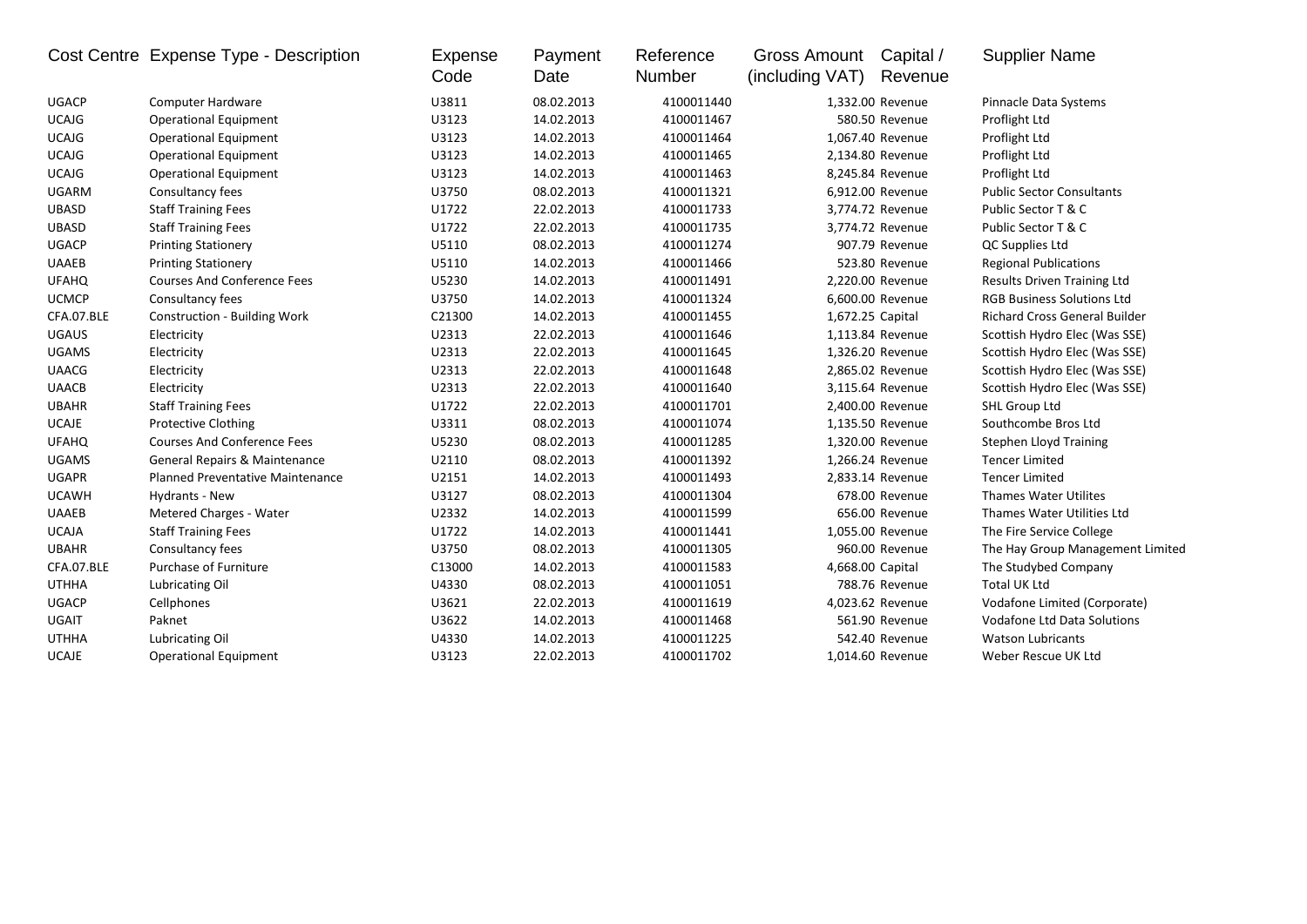| Cost Centre | Expense Type - Description | Expense Code | Payment Date | Reference Number | Gross Amount (including VAT) | Capital / Revenue | Supplier Name |
|---|---|---|---|---|---|---|---|
| UGACP | Computer Hardware | U3811 | 08.02.2013 | 4100011440 | 1,332.00 | Revenue | Pinnacle Data Systems |
| UCAJG | Operational Equipment | U3123 | 14.02.2013 | 4100011467 | 580.50 | Revenue | Proflight Ltd |
| UCAJG | Operational Equipment | U3123 | 14.02.2013 | 4100011464 | 1,067.40 | Revenue | Proflight Ltd |
| UCAJG | Operational Equipment | U3123 | 14.02.2013 | 4100011465 | 2,134.80 | Revenue | Proflight Ltd |
| UCAJG | Operational Equipment | U3123 | 14.02.2013 | 4100011463 | 8,245.84 | Revenue | Proflight Ltd |
| UGARM | Consultancy fees | U3750 | 08.02.2013 | 4100011321 | 6,912.00 | Revenue | Public Sector Consultants |
| UBASD | Staff Training Fees | U1722 | 22.02.2013 | 4100011733 | 3,774.72 | Revenue | Public Sector T & C |
| UBASD | Staff Training Fees | U1722 | 22.02.2013 | 4100011735 | 3,774.72 | Revenue | Public Sector T & C |
| UGACP | Printing Stationery | U5110 | 08.02.2013 | 4100011274 | 907.79 | Revenue | QC Supplies Ltd |
| UAAEB | Printing Stationery | U5110 | 14.02.2013 | 4100011466 | 523.80 | Revenue | Regional Publications |
| UFAHQ | Courses And Conference Fees | U5230 | 14.02.2013 | 4100011491 | 2,220.00 | Revenue | Results Driven Training Ltd |
| UCMCP | Consultancy fees | U3750 | 14.02.2013 | 4100011324 | 6,600.00 | Revenue | RGB Business Solutions Ltd |
| CFA.07.BLE | Construction - Building Work | C21300 | 14.02.2013 | 4100011455 | 1,672.25 | Capital | Richard Cross General Builder |
| UGAUS | Electricity | U2313 | 22.02.2013 | 4100011646 | 1,113.84 | Revenue | Scottish Hydro Elec (Was SSE) |
| UGAMS | Electricity | U2313 | 22.02.2013 | 4100011645 | 1,326.20 | Revenue | Scottish Hydro Elec (Was SSE) |
| UAACG | Electricity | U2313 | 22.02.2013 | 4100011648 | 2,865.02 | Revenue | Scottish Hydro Elec (Was SSE) |
| UAACB | Electricity | U2313 | 22.02.2013 | 4100011640 | 3,115.64 | Revenue | Scottish Hydro Elec (Was SSE) |
| UBAHR | Staff Training Fees | U1722 | 22.02.2013 | 4100011701 | 2,400.00 | Revenue | SHL Group Ltd |
| UCAJE | Protective Clothing | U3311 | 08.02.2013 | 4100011074 | 1,135.50 | Revenue | Southcombe Bros Ltd |
| UFAHQ | Courses And Conference Fees | U5230 | 08.02.2013 | 4100011285 | 1,320.00 | Revenue | Stephen Lloyd Training |
| UGAMS | General Repairs & Maintenance | U2110 | 08.02.2013 | 4100011392 | 1,266.24 | Revenue | Tencer Limited |
| UGAPR | Planned Preventative Maintenance | U2151 | 14.02.2013 | 4100011493 | 2,833.14 | Revenue | Tencer Limited |
| UCAWH | Hydrants - New | U3127 | 08.02.2013 | 4100011304 | 678.00 | Revenue | Thames Water Utilites |
| UAAEB | Metered Charges - Water | U2332 | 14.02.2013 | 4100011599 | 656.00 | Revenue | Thames Water Utilities Ltd |
| UCAJA | Staff Training Fees | U1722 | 14.02.2013 | 4100011441 | 1,055.00 | Revenue | The Fire Service College |
| UBAHR | Consultancy fees | U3750 | 08.02.2013 | 4100011305 | 960.00 | Revenue | The Hay Group Management Limited |
| CFA.07.BLE | Purchase of Furniture | C13000 | 14.02.2013 | 4100011583 | 4,668.00 | Capital | The Studybed Company |
| UTHHA | Lubricating Oil | U4330 | 08.02.2013 | 4100011051 | 788.76 | Revenue | Total UK Ltd |
| UGACP | Cellphones | U3621 | 22.02.2013 | 4100011619 | 4,023.62 | Revenue | Vodafone Limited (Corporate) |
| UGAIT | Paknet | U3622 | 14.02.2013 | 4100011468 | 561.90 | Revenue | Vodafone Ltd Data Solutions |
| UTHHA | Lubricating Oil | U4330 | 14.02.2013 | 4100011225 | 542.40 | Revenue | Watson Lubricants |
| UCAJE | Operational Equipment | U3123 | 22.02.2013 | 4100011702 | 1,014.60 | Revenue | Weber Rescue UK Ltd |